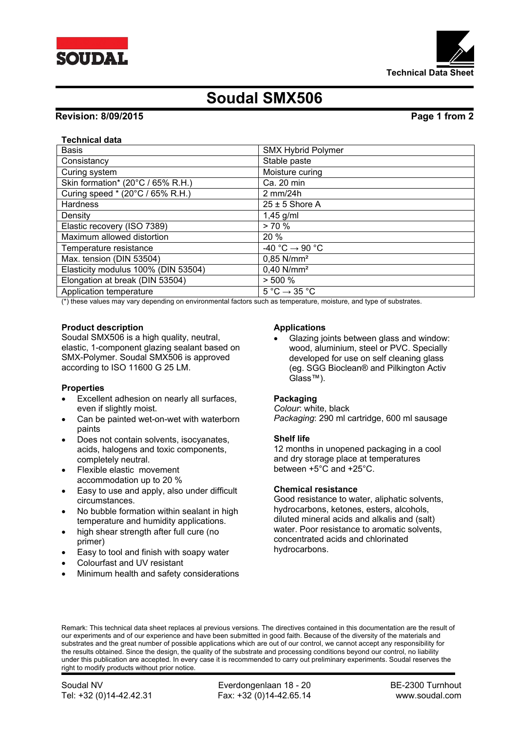# Soudal SMX506

**Revision: 8/09/2015**

**Technical data**

| Basis | SMX Hybrid Polymer |
|---|---|
| Consistancy | Stable paste |
| Curing system | Moisture curing |
| Skin formation* (20°C / 65% R.H.) | Ca. 20 min |
| Curing speed * (20°C / 65% R.H.) | 2 mm/24h |
| Hardness | 25 ± 5 Shore A |
| Density | 1,45 g/ml |
| Elastic recovery (ISO 7389) | > 70 % |
| Maximum allowed distortion | 20 % |
| Temperature resistance | -40 °C → 90 °C |
| Max. tension (DIN 53504) | 0,85 N/mm² |
| Elasticity modulus 100% (DIN 53504) | 0,40 N/mm² |
| Elongation at break (DIN 53504) | > 500 % |
| Application temperature | 5 °C → 35 °C |

(*) these values may vary depending on environmental factors such as temperature, moisture, and type of substrates.

### Product description

Soudal SMX506 is a high quality, neutral, elastic, 1-component glazing sealant based on SMX-Polymer. Soudal SMX506 is approved according to ISO 11600 G 25 LM.

### Properties

- Excellent adhesion on nearly all surfaces, even if slightly moist.
- Can be painted wet-on-wet with waterborn paints
- Does not contain solvents, isocyanates, acids, halogens and toxic components, completely neutral.
- Flexible elastic movement accommodation up to 20 %
- Easy to use and apply, also under difficult circumstances.
- No bubble formation within sealant in high temperature and humidity applications.
- high shear strength after full cure (no primer)
- Easy to tool and finish with soapy water
- Colourfast and UV resistant
- Minimum health and safety considerations

### Applications

- Glazing joints between glass and window: wood, aluminium, steel or PVC. Specially developed for use on self cleaning glass (eg. SGG Bioclean® and Pilkington Activ Glass™).

### Packaging

*Colour*: white, black
*Packaging*: 290 ml cartridge, 600 ml sausage

### Shelf life

12 months in unopened packaging in a cool and dry storage place at temperatures between +5°C and +25°C.

### Chemical resistance

Good resistance to water, aliphatic solvents, hydrocarbons, ketones, esters, alcohols, diluted mineral acids and alkalis and (salt) water. Poor resistance to aromatic solvents, concentrated acids and chlorinated hydrocarbons.

Remark: This technical data sheet replaces al previous versions. The directives contained in this documentation are the result of our experiments and of our experience and have been submitted in good faith. Because of the diversity of the materials and substrates and the great number of possible applications which are out of our control, we cannot accept any responsibility for the results obtained. Since the design, the quality of the substrate and processing conditions beyond our control, no liability under this publication are accepted. In every case it is recommended to carry out preliminary experiments. Soudal reserves the right to modify products without prior notice.

Soudal NV | Everdongenlaan 18 - 20 | BE-2300 Turnhout
Tel: +32 (0)14-42.42.31 | Fax: +32 (0)14-42.65.14 | www.soudal.com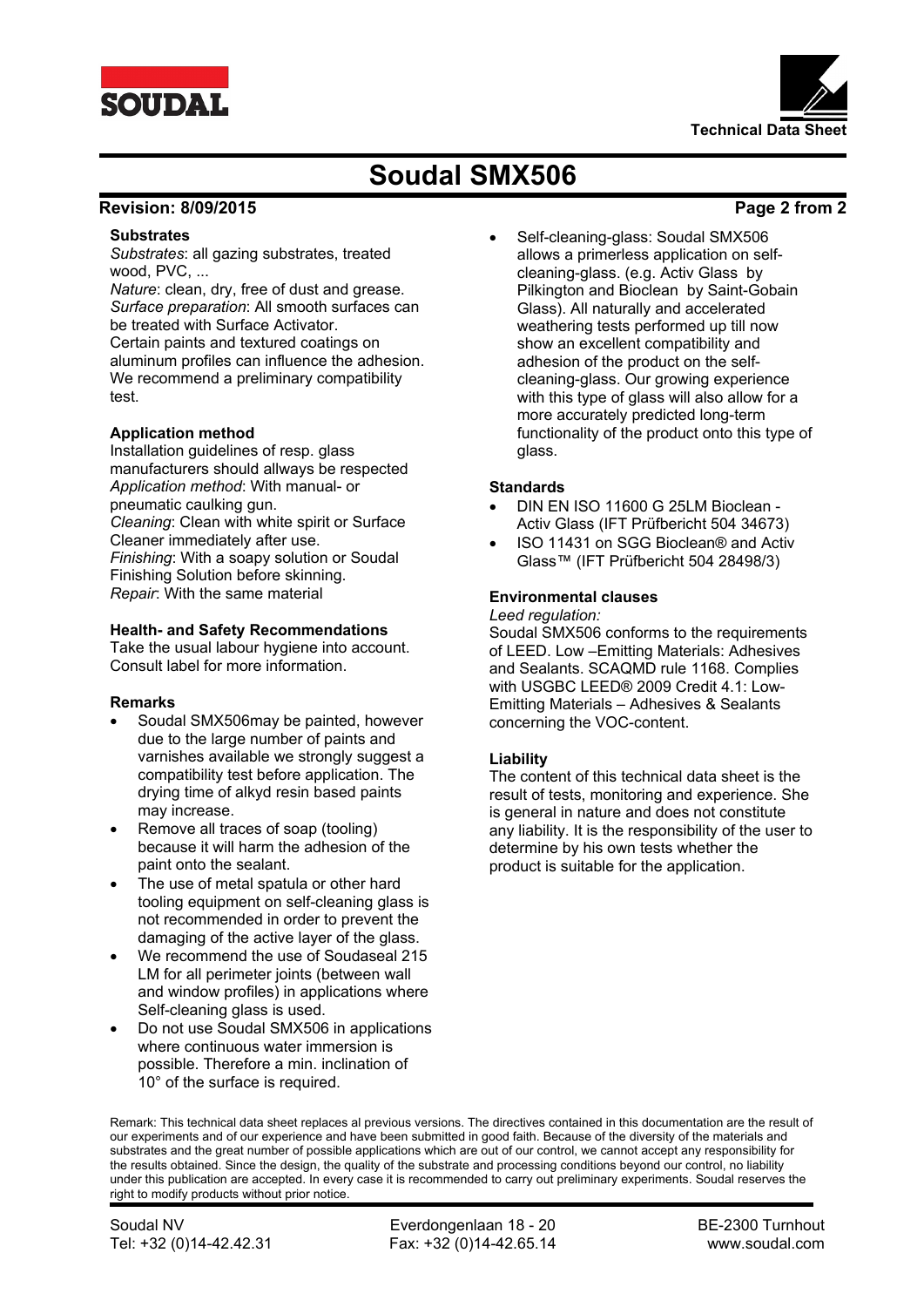### Substrates

*Substrates*: all gazing substrates, treated wood, PVC, ...
*Nature*: clean, dry, free of dust and grease.
*Surface preparation*: All smooth surfaces can be treated with Surface Activator.
Certain paints and textured coatings on aluminum profiles can influence the adhesion. We recommend a preliminary compatibility test.

### Application method

Installation guidelines of resp. glass manufacturers should allways be respected
*Application method*: With manual- or pneumatic caulking gun.
*Cleaning*: Clean with white spirit or Surface Cleaner immediately after use.
*Finishing*: With a soapy solution or Soudal Finishing Solution before skinning.
*Repair*: With the same material

### Health- and Safety Recommendations

Take the usual labour hygiene into account. Consult label for more information.

### Remarks

- Soudal SMX506may be painted, however due to the large number of paints and varnishes available we strongly suggest a compatibility test before application. The drying time of alkyd resin based paints may increase.
- Remove all traces of soap (tooling) because it will harm the adhesion of the paint onto the sealant.
- The use of metal spatula or other hard tooling equipment on self-cleaning glass is not recommended in order to prevent the damaging of the active layer of the glass.
- We recommend the use of Soudaseal 215 LM for all perimeter joints (between wall and window profiles) in applications where Self-cleaning glass is used.
- Do not use Soudal SMX506 in applications where continuous water immersion is possible. Therefore a min. inclination of 10° of the surface is required.
- Self-cleaning-glass: Soudal SMX506 allows a primerless application on self-cleaning-glass. (e.g. Activ Glass by Pilkington and Bioclean by Saint-Gobain Glass). All naturally and accelerated weathering tests performed up till now show an excellent compatibility and adhesion of the product on the self-cleaning-glass. Our growing experience with this type of glass will also allow for a more accurately predicted long-term functionality of the product onto this type of glass.

### Standards

- DIN EN ISO 11600 G 25LM Bioclean - Activ Glass (IFT Prüfbericht 504 34673)
- ISO 11431 on SGG Bioclean® and Activ Glass™ (IFT Prüfbericht 504 28498/3)

### Environmental clauses

*Leed regulation:*
Soudal SMX506 conforms to the requirements of LEED. Low –Emitting Materials: Adhesives and Sealants. SCAQMD rule 1168. Complies with USGBC LEED® 2009 Credit 4.1: Low-Emitting Materials – Adhesives & Sealants concerning the VOC-content.

### Liability

The content of this technical data sheet is the result of tests, monitoring and experience. She is general in nature and does not constitute any liability. It is the responsibility of the user to determine by his own tests whether the product is suitable for the application.

Remark: This technical data sheet replaces al previous versions. The directives contained in this documentation are the result of our experiments and of our experience and have been submitted in good faith. Because of the diversity of the materials and substrates and the great number of possible applications which are out of our control, we cannot accept any responsibility for the results obtained. Since the design, the quality of the substrate and processing conditions beyond our control, no liability under this publication are accepted. In every case it is recommended to carry out preliminary experiments. Soudal reserves the right to modify products without prior notice.